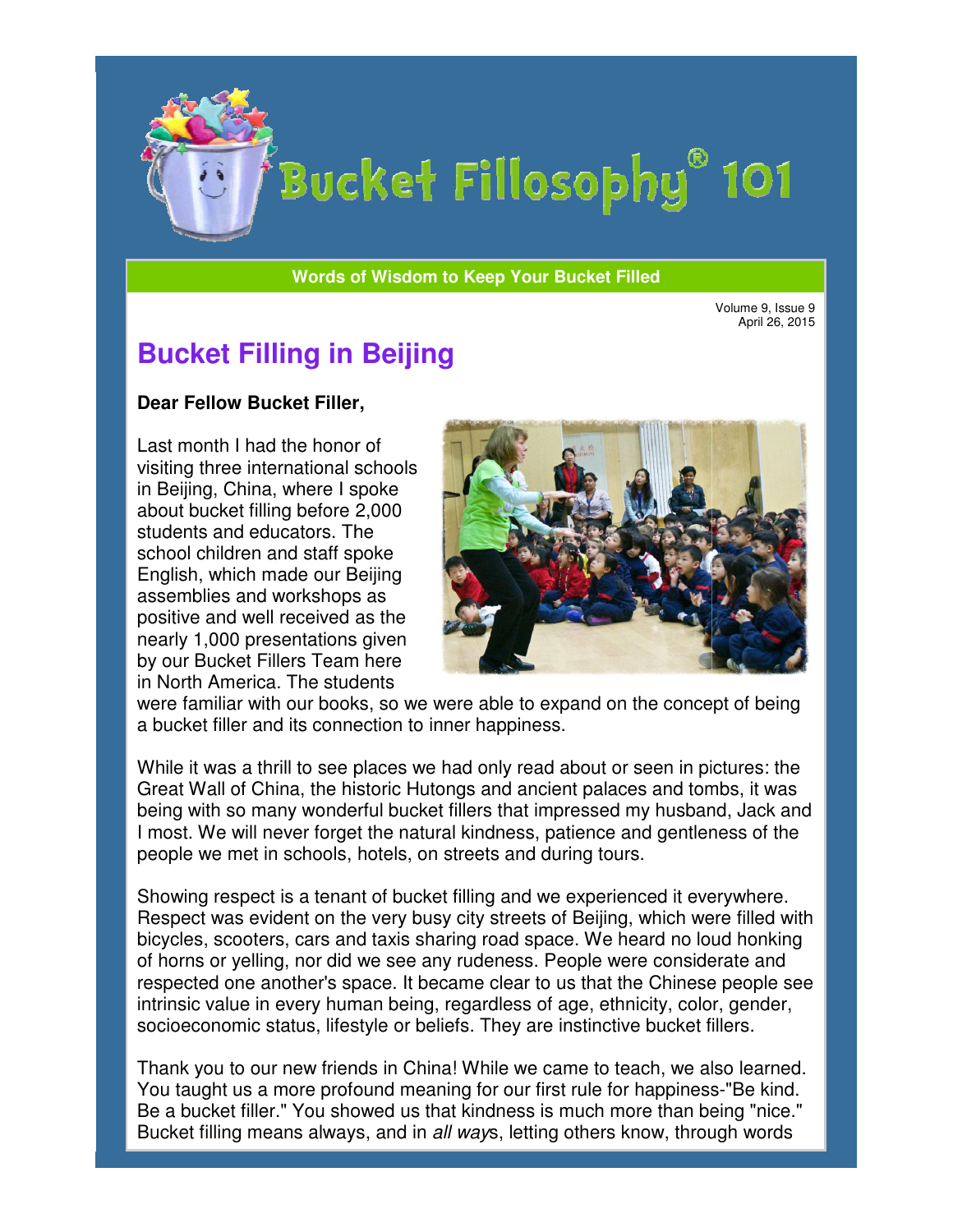# Bucket Fillosophy® 101

**Words of Wisdom to Keep Your Bucket Filled**

Volume 9, Issue 9
April 26, 2015

## Bucket Filling in Beijing

**Dear Fellow Bucket Filler,**

Last month I had the honor of visiting three international schools in Beijing, China, where I spoke about bucket filling before 2,000 students and educators. The school children and staff spoke English, which made our Beijing assemblies and workshops as positive and well received as the nearly 1,000 presentations given by our Bucket Fillers Team here in North America. The students were familiar with our books, so we were able to expand on the concept of being a bucket filler and its connection to inner happiness.

While it was a thrill to see places we had only read about or seen in pictures: the Great Wall of China, the historic Hutongs and ancient palaces and tombs, it was being with so many wonderful bucket fillers that impressed my husband, Jack and I most. We will never forget the natural kindness, patience and gentleness of the people we met in schools, hotels, on streets and during tours.

Showing respect is a tenant of bucket filling and we experienced it everywhere. Respect was evident on the very busy city streets of Beijing, which were filled with bicycles, scooters, cars and taxis sharing road space. We heard no loud honking of horns or yelling, nor did we see any rudeness. People were considerate and respected one another's space. It became clear to us that the Chinese people see intrinsic value in every human being, regardless of age, ethnicity, color, gender, socioeconomic status, lifestyle or beliefs. They are instinctive bucket fillers.

Thank you to our new friends in China! While we came to teach, we also learned. You taught us a more profound meaning for our first rule for happiness-"Be kind. Be a bucket filler." You showed us that kindness is much more than being "nice." Bucket filling means always, and in *all way*s, letting others know, through words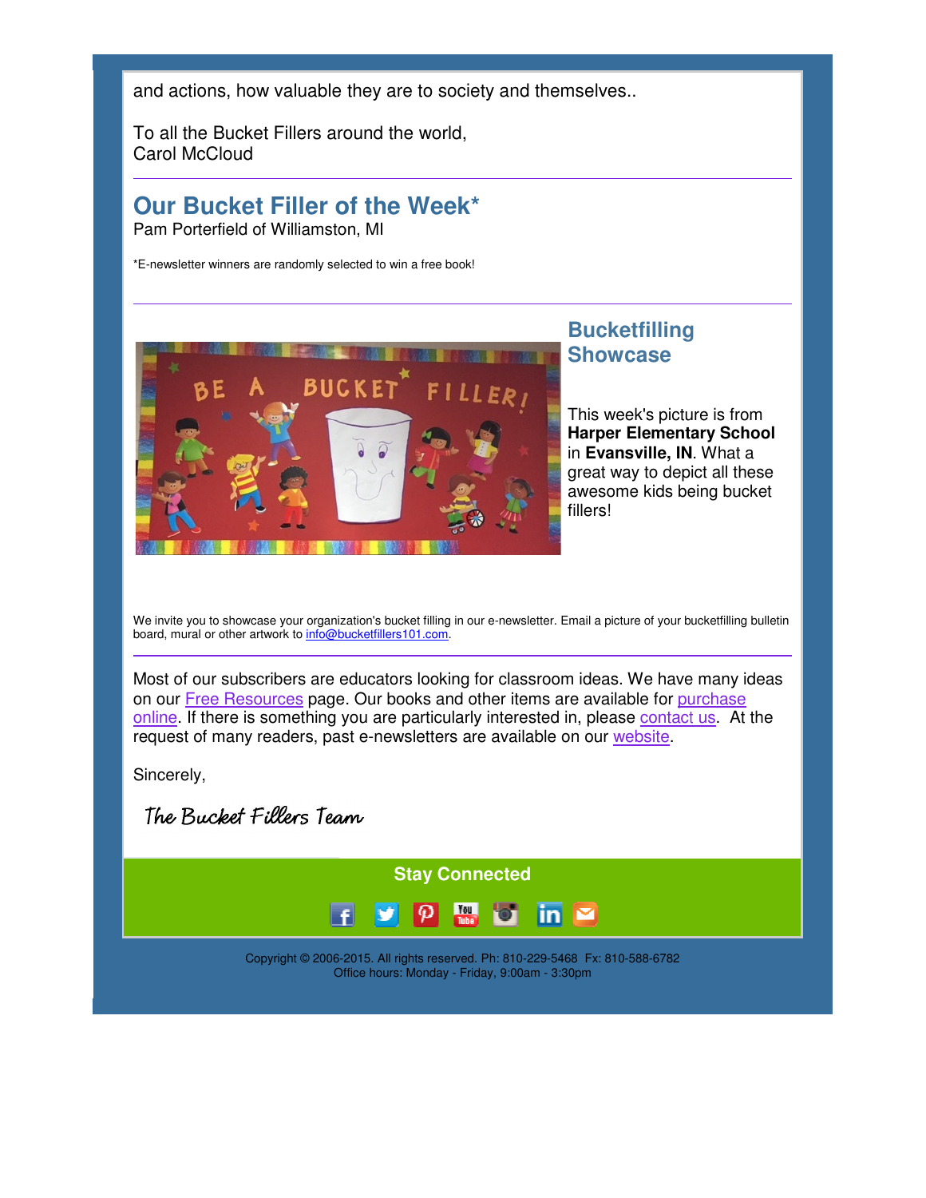and actions, how valuable they are to society and themselves..

To all the Bucket Fillers around the world,
Carol McCloud

## Our Bucket Filler of the Week*

Pam Porterfield of Williamston, MI

*E-newsletter winners are randomly selected to win a free book!

## Bucketfilling Showcase

This week's picture is from **Harper Elementary School** in **Evansville, IN**. What a great way to depict all these awesome kids being bucket fillers!

We invite you to showcase your organization's bucket filling in our e-newsletter. Email a picture of your bucketfilling bulletin board, mural or other artwork to info@bucketfillers101.com.

Most of our subscribers are educators looking for classroom ideas. We have many ideas on our Free Resources page. Our books and other items are available for purchase online. If there is something you are particularly interested in, please contact us. At the request of many readers, past e-newsletters are available on our website.

Sincerely,

*The Bucket Fillers Team*

**Stay Connected**

Copyright © 2006-2015. All rights reserved. Ph: 810-229-5468 Fx: 810-588-6782
Office hours: Monday - Friday, 9:00am - 3:30pm